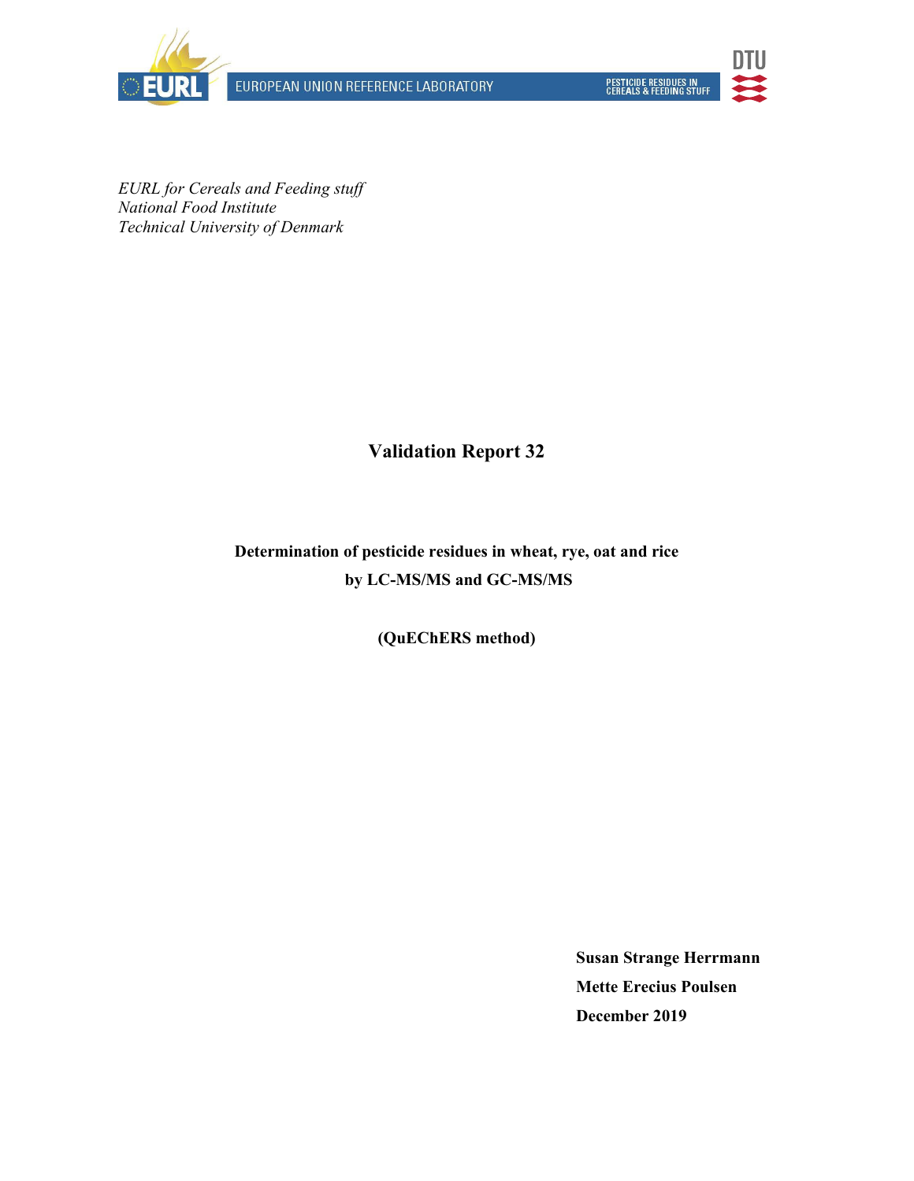EUROPEAN UNION REFERENCE LABORATORY

PESTICIDE RESIDUES IN CEREALS & FEEDING STUFF

*EURL for Cereals and Feeding stuff*
*National Food Institute*
*Technical University of Denmark*

# Validation Report 32

**Determination of pesticide residues in wheat, rye, oat and rice by LC-MS/MS and GC-MS/MS**

**(QuEChERS method)**

**Susan Strange Herrmann**
**Mette Erecius Poulsen**
**December 2019**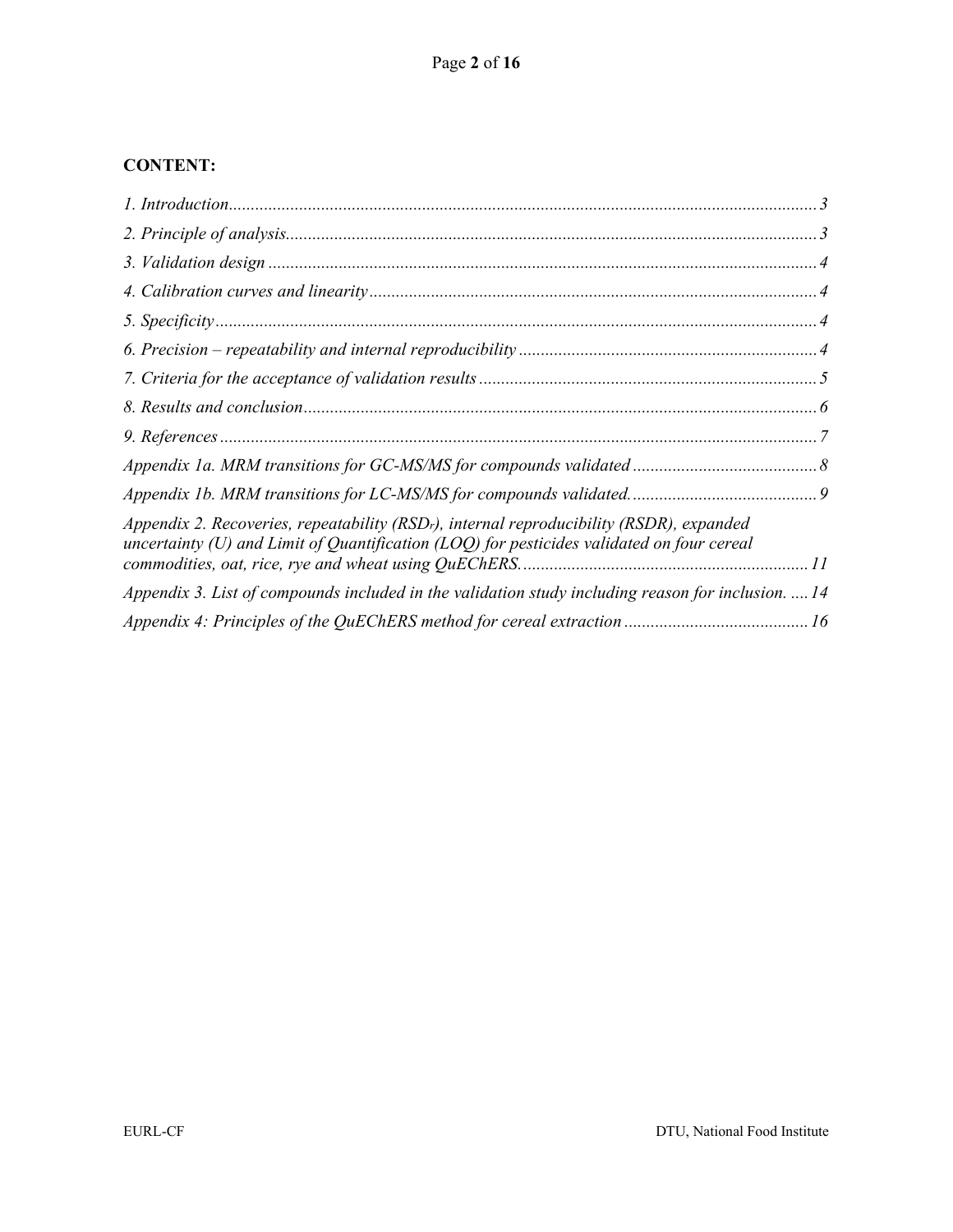**CONTENT:**

*1. Introduction* ........ 3

*2. Principle of analysis* ........ 3

*3. Validation design* ........ 4

*4. Calibration curves and linearity* ........ 4

*5. Specificity* ........ 4

*6. Precision – repeatability and internal reproducibility* ........ 4

*7. Criteria for the acceptance of validation results* ........ 5

*8. Results and conclusion* ........ 6

*9. References* ........ 7

*Appendix 1a. MRM transitions for GC-MS/MS for compounds validated* ........ 8

*Appendix 1b. MRM transitions for LC-MS/MS for compounds validated.* ........ 9

*Appendix 2. Recoveries, repeatability ($RSD_r$), internal reproducibility (RSDR), expanded uncertainty (U) and Limit of Quantification (LOQ) for pesticides validated on four cereal commodities, oat, rice, rye and wheat using QuEChERS.* ........ 11

*Appendix 3. List of compounds included in the validation study including reason for inclusion.* ........ 14

*Appendix 4: Principles of the QuEChERS method for cereal extraction* ........ 16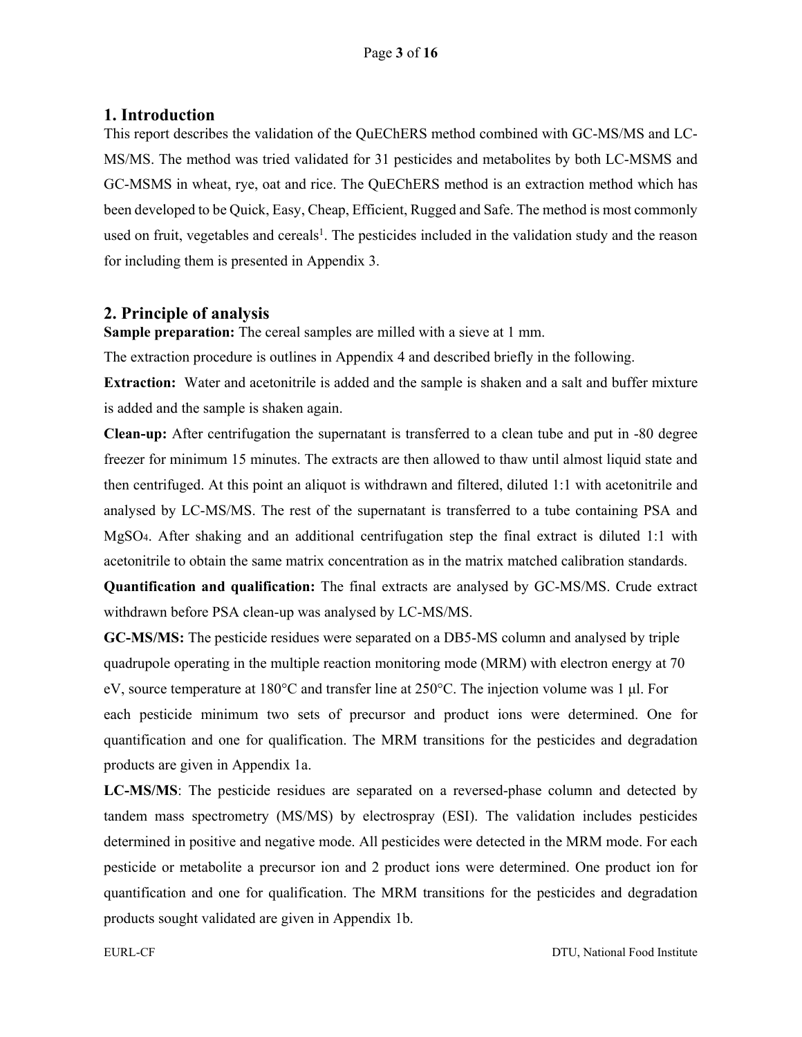## 1. Introduction

This report describes the validation of the QuEChERS method combined with GC-MS/MS and LC-MS/MS. The method was tried validated for 31 pesticides and metabolites by both LC-MSMS and GC-MSMS in wheat, rye, oat and rice. The QuEChERS method is an extraction method which has been developed to be Quick, Easy, Cheap, Efficient, Rugged and Safe. The method is most commonly used on fruit, vegetables and cereals[1]. The pesticides included in the validation study and the reason for including them is presented in Appendix 3.

## 2. Principle of analysis

**Sample preparation:** The cereal samples are milled with a sieve at 1 mm.

The extraction procedure is outlines in Appendix 4 and described briefly in the following.

**Extraction:** Water and acetonitrile is added and the sample is shaken and a salt and buffer mixture is added and the sample is shaken again.

**Clean-up:** After centrifugation the supernatant is transferred to a clean tube and put in -80 degree freezer for minimum 15 minutes. The extracts are then allowed to thaw until almost liquid state and then centrifuged. At this point an aliquot is withdrawn and filtered, diluted 1:1 with acetonitrile and analysed by LC-MS/MS. The rest of the supernatant is transferred to a tube containing PSA and $MgSO_4$. After shaking and an additional centrifugation step the final extract is diluted 1:1 with acetonitrile to obtain the same matrix concentration as in the matrix matched calibration standards.

**Quantification and qualification:** The final extracts are analysed by GC-MS/MS. Crude extract withdrawn before PSA clean-up was analysed by LC-MS/MS.

**GC-MS/MS:** The pesticide residues were separated on a DB5-MS column and analysed by triple quadrupole operating in the multiple reaction monitoring mode (MRM) with electron energy at 70 eV, source temperature at 180°C and transfer line at 250°C. The injection volume was 1 µl. For each pesticide minimum two sets of precursor and product ions were determined. One for quantification and one for qualification. The MRM transitions for the pesticides and degradation products are given in Appendix 1a.

**LC-MS/MS**: The pesticide residues are separated on a reversed-phase column and detected by tandem mass spectrometry (MS/MS) by electrospray (ESI). The validation includes pesticides determined in positive and negative mode. All pesticides were detected in the MRM mode. For each pesticide or metabolite a precursor ion and 2 product ions were determined. One product ion for quantification and one for qualification. The MRM transitions for the pesticides and degradation products sought validated are given in Appendix 1b.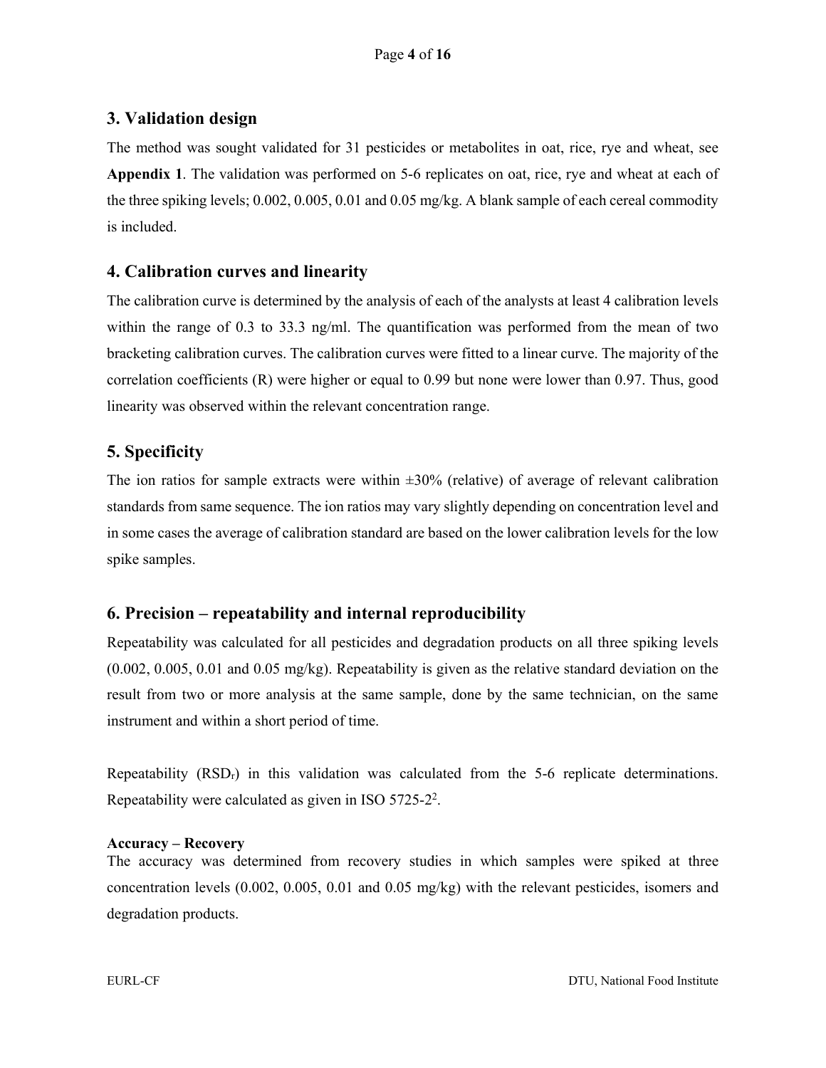## 3. Validation design

The method was sought validated for 31 pesticides or metabolites in oat, rice, rye and wheat, see **Appendix 1**. The validation was performed on 5-6 replicates on oat, rice, rye and wheat at each of the three spiking levels; 0.002, 0.005, 0.01 and 0.05 mg/kg. A blank sample of each cereal commodity is included.

## 4. Calibration curves and linearity

The calibration curve is determined by the analysis of each of the analysts at least 4 calibration levels within the range of 0.3 to 33.3 ng/ml. The quantification was performed from the mean of two bracketing calibration curves. The calibration curves were fitted to a linear curve. The majority of the correlation coefficients (R) were higher or equal to 0.99 but none were lower than 0.97. Thus, good linearity was observed within the relevant concentration range.

## 5. Specificity

The ion ratios for sample extracts were within ±30% (relative) of average of relevant calibration standards from same sequence. The ion ratios may vary slightly depending on concentration level and in some cases the average of calibration standard are based on the lower calibration levels for the low spike samples.

## 6. Precision – repeatability and internal reproducibility

Repeatability was calculated for all pesticides and degradation products on all three spiking levels (0.002, 0.005, 0.01 and 0.05 mg/kg). Repeatability is given as the relative standard deviation on the result from two or more analysis at the same sample, done by the same technician, on the same instrument and within a short period of time.

Repeatability ($RSD_r$) in this validation was calculated from the 5-6 replicate determinations. Repeatability were calculated as given in ISO 5725-2[2].

**Accuracy – Recovery**

The accuracy was determined from recovery studies in which samples were spiked at three concentration levels (0.002, 0.005, 0.01 and 0.05 mg/kg) with the relevant pesticides, isomers and degradation products.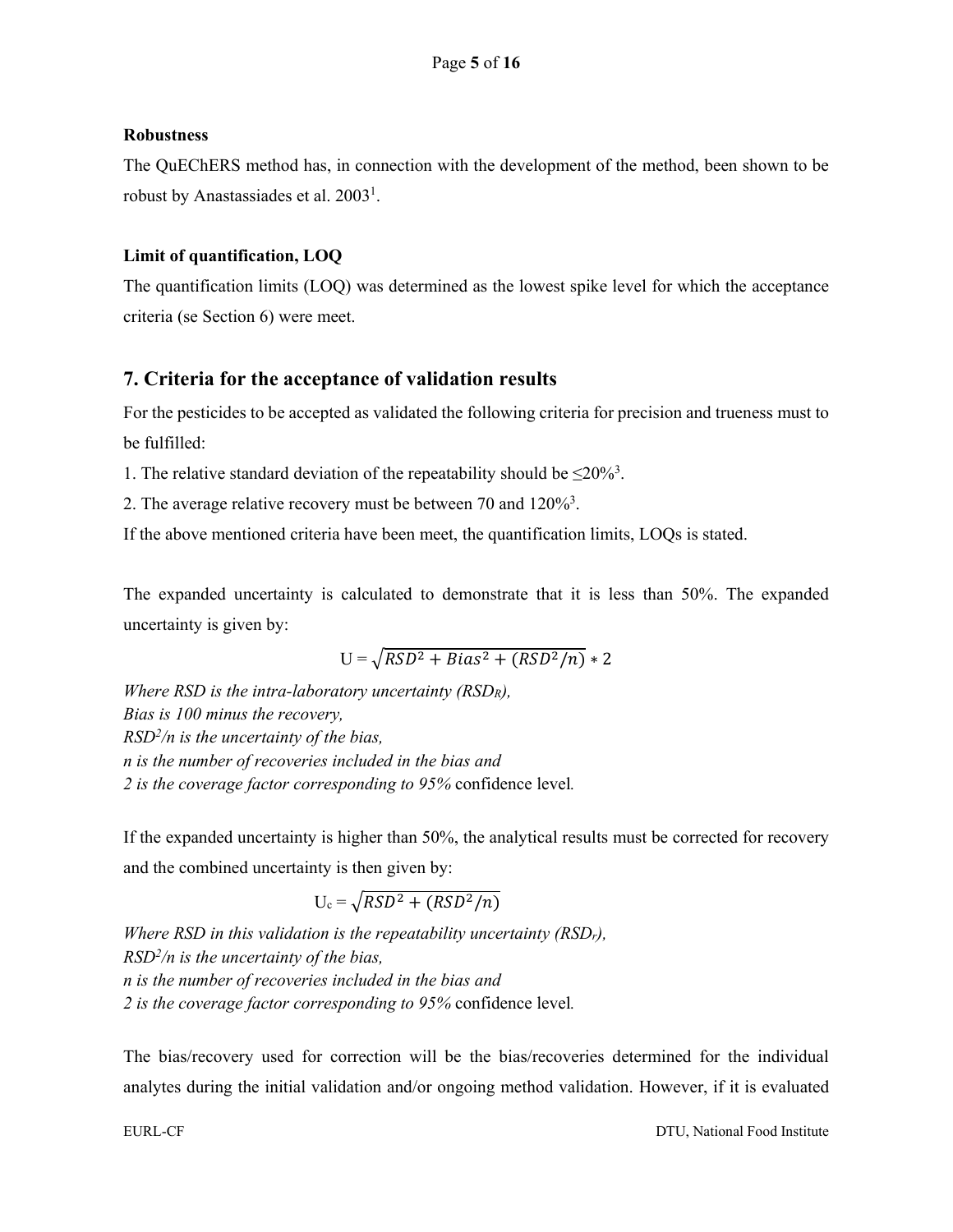**Robustness**

The QuEChERS method has, in connection with the development of the method, been shown to be robust by Anastassiades et al. 2003[1].

**Limit of quantification, LOQ**

The quantification limits (LOQ) was determined as the lowest spike level for which the acceptance criteria (se Section 6) were meet.

## 7. Criteria for the acceptance of validation results

For the pesticides to be accepted as validated the following criteria for precision and trueness must to be fulfilled:

1. The relative standard deviation of the repeatability should be ≤20%[3].
2. The average relative recovery must be between 70 and 120%[3].

If the above mentioned criteria have been meet, the quantification limits, LOQs is stated.

The expanded uncertainty is calculated to demonstrate that it is less than 50%. The expanded uncertainty is given by:

$$U = \sqrt{RSD^2 + Bias^2 + (RSD^2/n)} * 2$$

*Where RSD is the intra-laboratory uncertainty ($RSD_R$),*
*Bias is 100 minus the recovery,*
*$RSD^2/n$ is the uncertainty of the bias,*
*n is the number of recoveries included in the bias and*
*2 is the coverage factor corresponding to 95%* confidence level*.*

If the expanded uncertainty is higher than 50%, the analytical results must be corrected for recovery and the combined uncertainty is then given by:

$$U_c = \sqrt{RSD^2 + (RSD^2/n)}$$

*Where RSD in this validation is the repeatability uncertainty ($RSD_r$),*
*$RSD^2/n$ is the uncertainty of the bias,*
*n is the number of recoveries included in the bias and*
*2 is the coverage factor corresponding to 95%* confidence level*.*

The bias/recovery used for correction will be the bias/recoveries determined for the individual analytes during the initial validation and/or ongoing method validation. However, if it is evaluated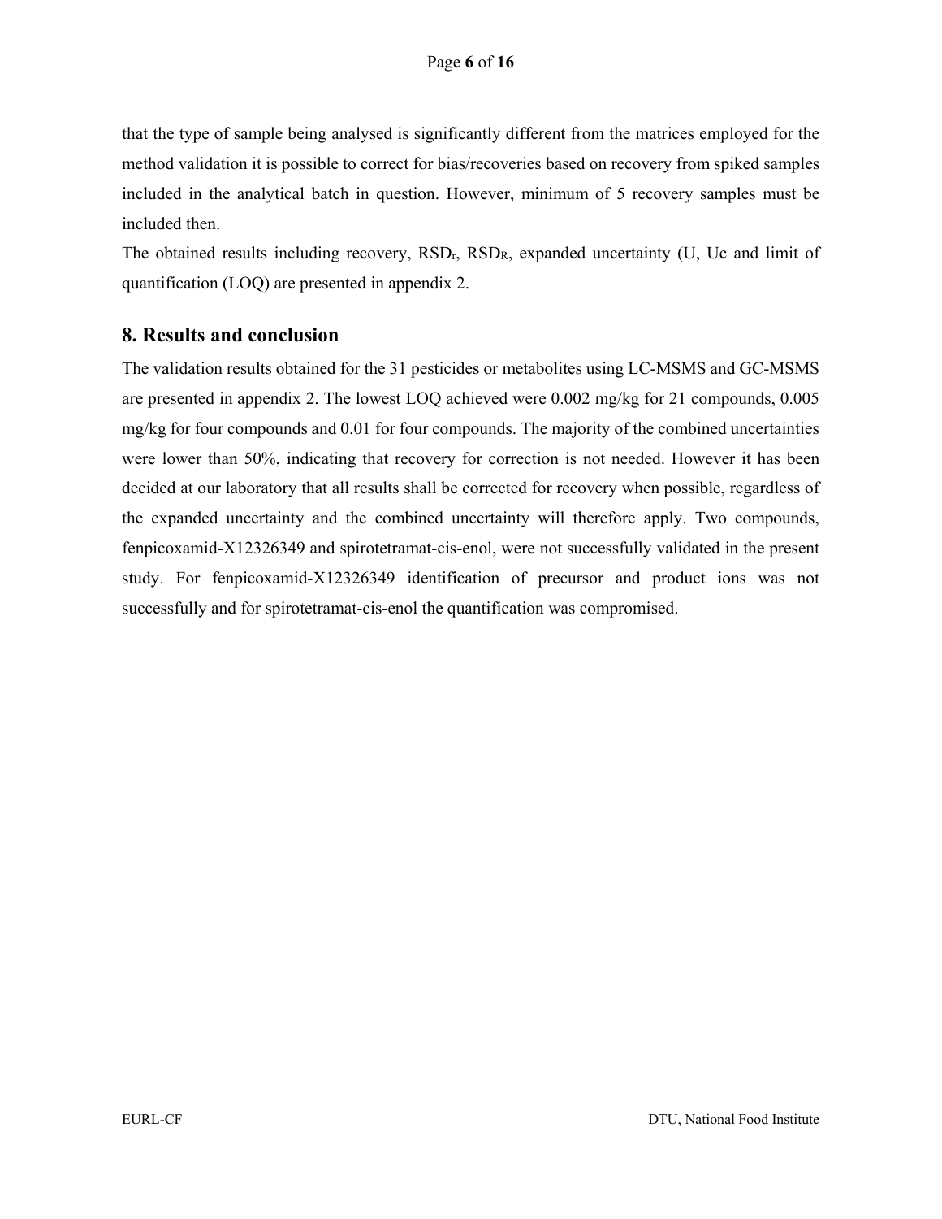that the type of sample being analysed is significantly different from the matrices employed for the method validation it is possible to correct for bias/recoveries based on recovery from spiked samples included in the analytical batch in question. However, minimum of 5 recovery samples must be included then.

The obtained results including recovery, $RSD_r$, $RSD_R$, expanded uncertainty (U, Uc and limit of quantification (LOQ) are presented in appendix 2.

## 8. Results and conclusion

The validation results obtained for the 31 pesticides or metabolites using LC-MSMS and GC-MSMS are presented in appendix 2. The lowest LOQ achieved were 0.002 mg/kg for 21 compounds, 0.005 mg/kg for four compounds and 0.01 for four compounds. The majority of the combined uncertainties were lower than 50%, indicating that recovery for correction is not needed. However it has been decided at our laboratory that all results shall be corrected for recovery when possible, regardless of the expanded uncertainty and the combined uncertainty will therefore apply. Two compounds, fenpicoxamid-X12326349 and spirotetramat-cis-enol, were not successfully validated in the present study. For fenpicoxamid-X12326349 identification of precursor and product ions was not successfully and for spirotetramat-cis-enol the quantification was compromised.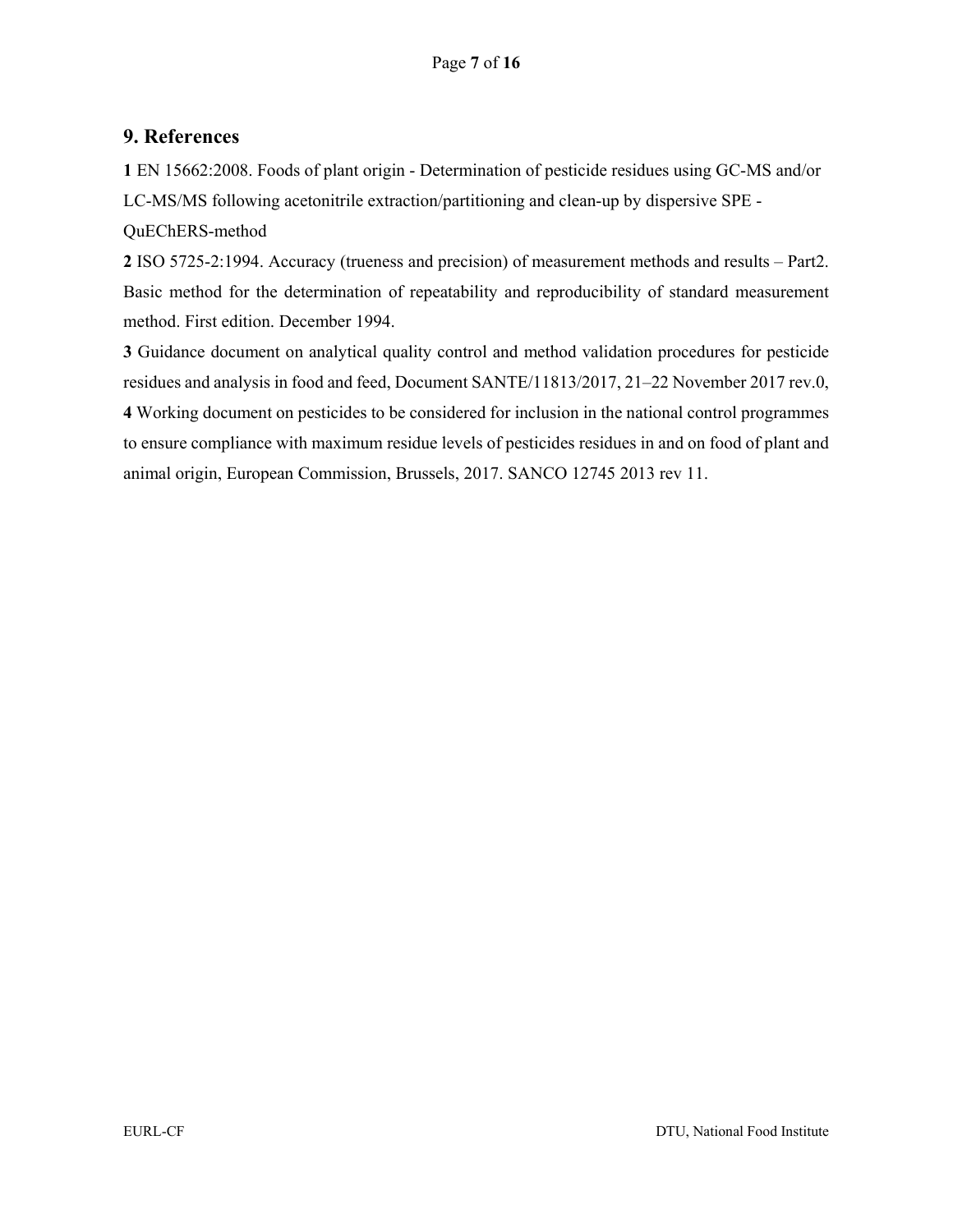## 9. References

**1** EN 15662:2008. Foods of plant origin - Determination of pesticide residues using GC-MS and/or LC-MS/MS following acetonitrile extraction/partitioning and clean-up by dispersive SPE - QuEChERS-method

**2** ISO 5725-2:1994. Accuracy (trueness and precision) of measurement methods and results – Part2. Basic method for the determination of repeatability and reproducibility of standard measurement method. First edition. December 1994.

**3** Guidance document on analytical quality control and method validation procedures for pesticide residues and analysis in food and feed, Document SANTE/11813/2017, 21–22 November 2017 rev.0,

**4** Working document on pesticides to be considered for inclusion in the national control programmes to ensure compliance with maximum residue levels of pesticides residues in and on food of plant and animal origin, European Commission, Brussels, 2017. SANCO 12745 2013 rev 11.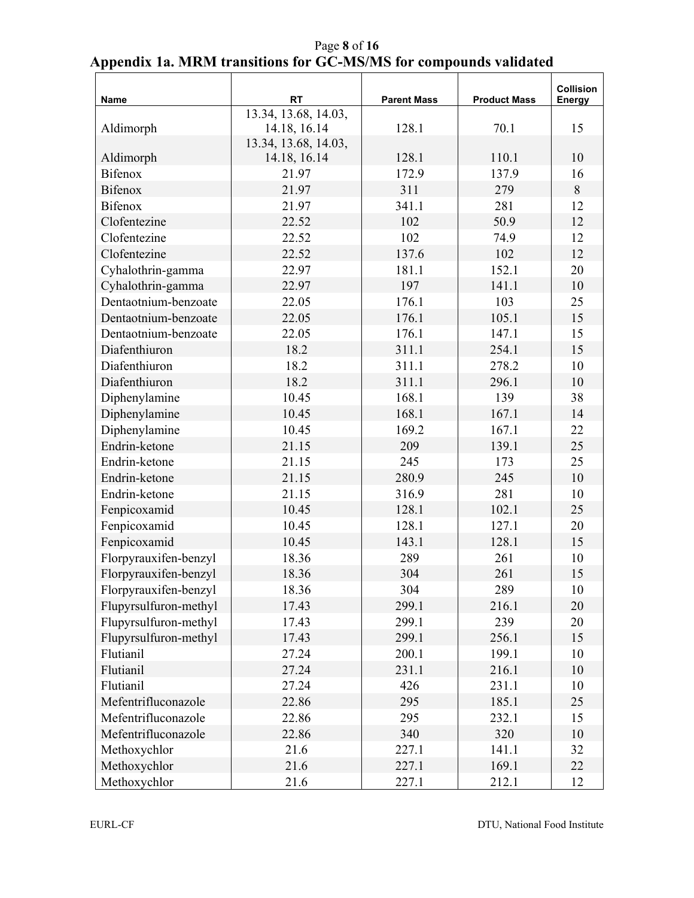## Appendix 1a. MRM transitions for GC-MS/MS for compounds validated

| Name | RT | Parent Mass | Product Mass | Collision Energy |
|---|---|---|---|---|
| Aldimorph | 13.34, 13.68, 14.03, 14.18, 16.14 | 128.1 | 70.1 | 15 |
| Aldimorph | 13.34, 13.68, 14.03, 14.18, 16.14 | 128.1 | 110.1 | 10 |
| Bifenox | 21.97 | 172.9 | 137.9 | 16 |
| Bifenox | 21.97 | 311 | 279 | 8 |
| Bifenox | 21.97 | 341.1 | 281 | 12 |
| Clofentezine | 22.52 | 102 | 50.9 | 12 |
| Clofentezine | 22.52 | 102 | 74.9 | 12 |
| Clofentezine | 22.52 | 137.6 | 102 | 12 |
| Cyhalothrin-gamma | 22.97 | 181.1 | 152.1 | 20 |
| Cyhalothrin-gamma | 22.97 | 197 | 141.1 | 10 |
| Dentaotnium-benzoate | 22.05 | 176.1 | 103 | 25 |
| Dentaotnium-benzoate | 22.05 | 176.1 | 105.1 | 15 |
| Dentaotnium-benzoate | 22.05 | 176.1 | 147.1 | 15 |
| Diafenthiuron | 18.2 | 311.1 | 254.1 | 15 |
| Diafenthiuron | 18.2 | 311.1 | 278.2 | 10 |
| Diafenthiuron | 18.2 | 311.1 | 296.1 | 10 |
| Diphenylamine | 10.45 | 168.1 | 139 | 38 |
| Diphenylamine | 10.45 | 168.1 | 167.1 | 14 |
| Diphenylamine | 10.45 | 169.2 | 167.1 | 22 |
| Endrin-ketone | 21.15 | 209 | 139.1 | 25 |
| Endrin-ketone | 21.15 | 245 | 173 | 25 |
| Endrin-ketone | 21.15 | 280.9 | 245 | 10 |
| Endrin-ketone | 21.15 | 316.9 | 281 | 10 |
| Fenpicoxamid | 10.45 | 128.1 | 102.1 | 25 |
| Fenpicoxamid | 10.45 | 128.1 | 127.1 | 20 |
| Fenpicoxamid | 10.45 | 143.1 | 128.1 | 15 |
| Florpyrauxifen-benzyl | 18.36 | 289 | 261 | 10 |
| Florpyrauxifen-benzyl | 18.36 | 304 | 261 | 15 |
| Florpyrauxifen-benzyl | 18.36 | 304 | 289 | 10 |
| Flupyrsulfuron-methyl | 17.43 | 299.1 | 216.1 | 20 |
| Flupyrsulfuron-methyl | 17.43 | 299.1 | 239 | 20 |
| Flupyrsulfuron-methyl | 17.43 | 299.1 | 256.1 | 15 |
| Flutianil | 27.24 | 200.1 | 199.1 | 10 |
| Flutianil | 27.24 | 231.1 | 216.1 | 10 |
| Flutianil | 27.24 | 426 | 231.1 | 10 |
| Mefentrifluconazole | 22.86 | 295 | 185.1 | 25 |
| Mefentrifluconazole | 22.86 | 295 | 232.1 | 15 |
| Mefentrifluconazole | 22.86 | 340 | 320 | 10 |
| Methoxychlor | 21.6 | 227.1 | 141.1 | 32 |
| Methoxychlor | 21.6 | 227.1 | 169.1 | 22 |
| Methoxychlor | 21.6 | 227.1 | 212.1 | 12 |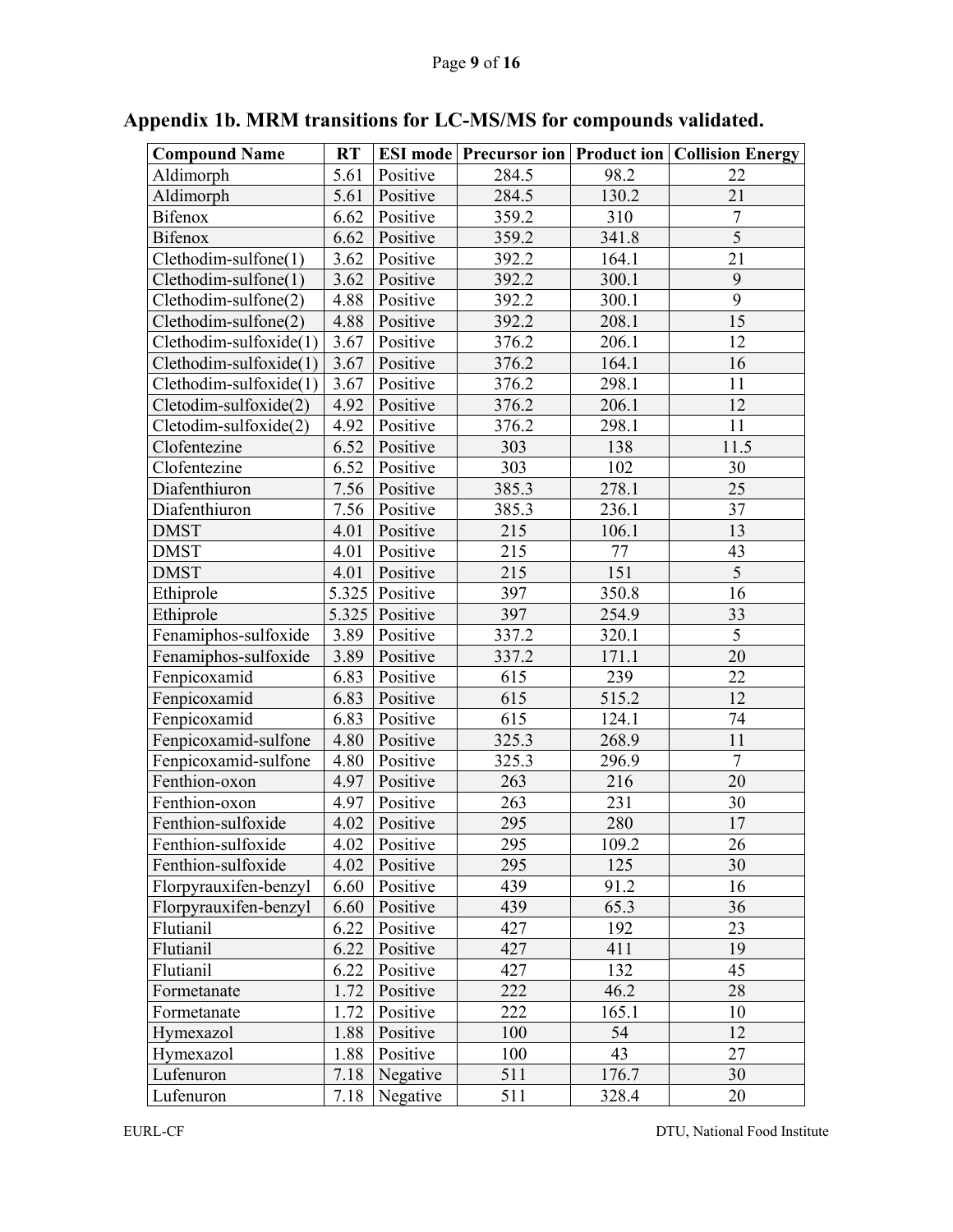## Appendix 1b. MRM transitions for LC-MS/MS for compounds validated.

| Compound Name | RT | ESI mode | Precursor ion | Product ion | Collision Energy |
|---|---|---|---|---|---|
| Aldimorph | 5.61 | Positive | 284.5 | 98.2 | 22 |
| Aldimorph | 5.61 | Positive | 284.5 | 130.2 | 21 |
| Bifenox | 6.62 | Positive | 359.2 | 310 | 7 |
| Bifenox | 6.62 | Positive | 359.2 | 341.8 | 5 |
| Clethodim-sulfone(1) | 3.62 | Positive | 392.2 | 164.1 | 21 |
| Clethodim-sulfone(1) | 3.62 | Positive | 392.2 | 300.1 | 9 |
| Clethodim-sulfone(2) | 4.88 | Positive | 392.2 | 300.1 | 9 |
| Clethodim-sulfone(2) | 4.88 | Positive | 392.2 | 208.1 | 15 |
| Clethodim-sulfoxide(1) | 3.67 | Positive | 376.2 | 206.1 | 12 |
| Clethodim-sulfoxide(1) | 3.67 | Positive | 376.2 | 164.1 | 16 |
| Clethodim-sulfoxide(1) | 3.67 | Positive | 376.2 | 298.1 | 11 |
| Cletodim-sulfoxide(2) | 4.92 | Positive | 376.2 | 206.1 | 12 |
| Cletodim-sulfoxide(2) | 4.92 | Positive | 376.2 | 298.1 | 11 |
| Clofentezine | 6.52 | Positive | 303 | 138 | 11.5 |
| Clofentezine | 6.52 | Positive | 303 | 102 | 30 |
| Diafenthiuron | 7.56 | Positive | 385.3 | 278.1 | 25 |
| Diafenthiuron | 7.56 | Positive | 385.3 | 236.1 | 37 |
| DMST | 4.01 | Positive | 215 | 106.1 | 13 |
| DMST | 4.01 | Positive | 215 | 77 | 43 |
| DMST | 4.01 | Positive | 215 | 151 | 5 |
| Ethiprole | 5.325 | Positive | 397 | 350.8 | 16 |
| Ethiprole | 5.325 | Positive | 397 | 254.9 | 33 |
| Fenamiphos-sulfoxide | 3.89 | Positive | 337.2 | 320.1 | 5 |
| Fenamiphos-sulfoxide | 3.89 | Positive | 337.2 | 171.1 | 20 |
| Fenpicoxamid | 6.83 | Positive | 615 | 239 | 22 |
| Fenpicoxamid | 6.83 | Positive | 615 | 515.2 | 12 |
| Fenpicoxamid | 6.83 | Positive | 615 | 124.1 | 74 |
| Fenpicoxamid-sulfone | 4.80 | Positive | 325.3 | 268.9 | 11 |
| Fenpicoxamid-sulfone | 4.80 | Positive | 325.3 | 296.9 | 7 |
| Fenthion-oxon | 4.97 | Positive | 263 | 216 | 20 |
| Fenthion-oxon | 4.97 | Positive | 263 | 231 | 30 |
| Fenthion-sulfoxide | 4.02 | Positive | 295 | 280 | 17 |
| Fenthion-sulfoxide | 4.02 | Positive | 295 | 109.2 | 26 |
| Fenthion-sulfoxide | 4.02 | Positive | 295 | 125 | 30 |
| Florpyrauxifen-benzyl | 6.60 | Positive | 439 | 91.2 | 16 |
| Florpyrauxifen-benzyl | 6.60 | Positive | 439 | 65.3 | 36 |
| Flutianil | 6.22 | Positive | 427 | 192 | 23 |
| Flutianil | 6.22 | Positive | 427 | 411 | 19 |
| Flutianil | 6.22 | Positive | 427 | 132 | 45 |
| Formetanate | 1.72 | Positive | 222 | 46.2 | 28 |
| Formetanate | 1.72 | Positive | 222 | 165.1 | 10 |
| Hymexazol | 1.88 | Positive | 100 | 54 | 12 |
| Hymexazol | 1.88 | Positive | 100 | 43 | 27 |
| Lufenuron | 7.18 | Negative | 511 | 176.7 | 30 |
| Lufenuron | 7.18 | Negative | 511 | 328.4 | 20 |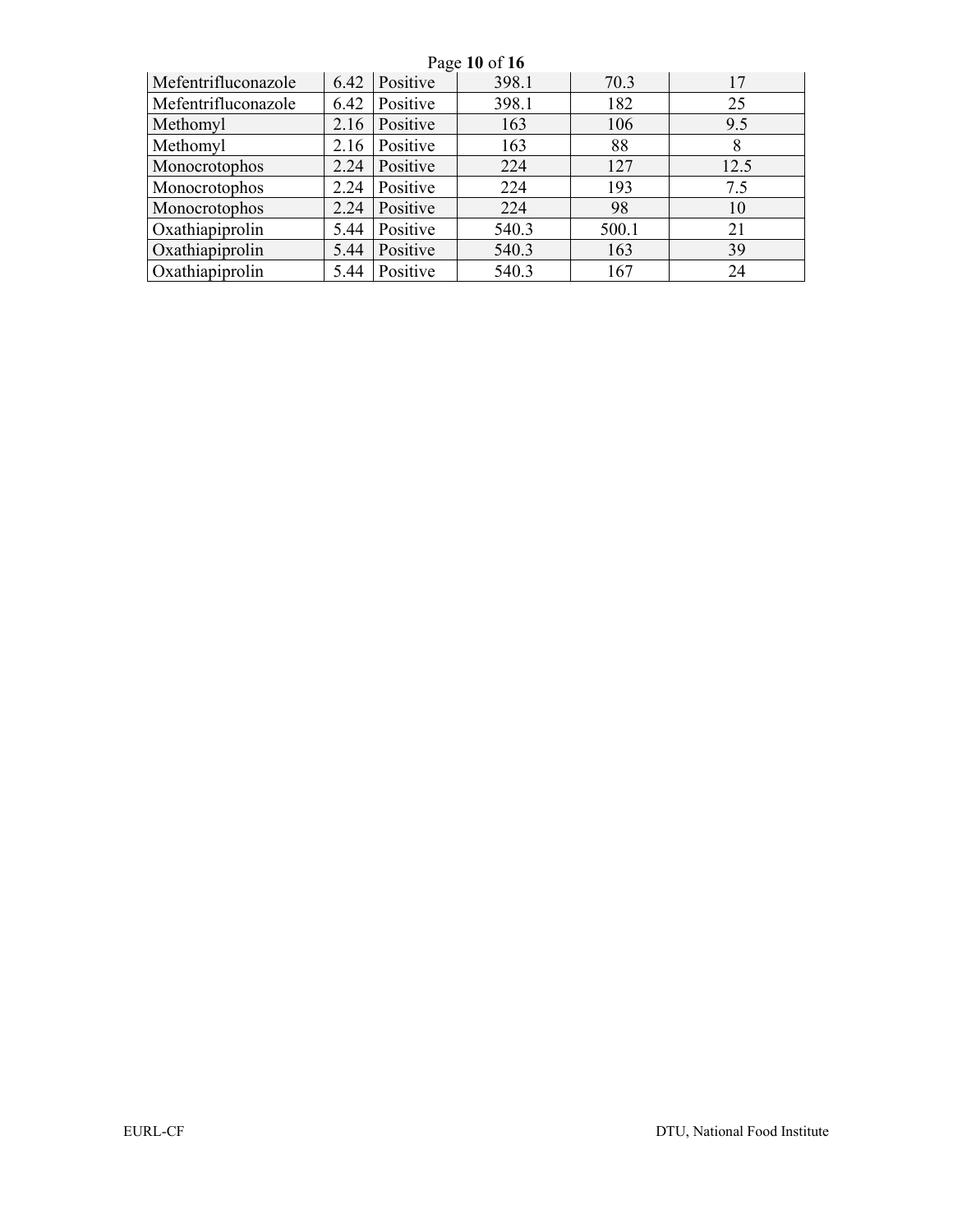| | | | | | |
|---|---|---|---|---|---|
| Mefentrifluconazole | 6.42 | Positive | 398.1 | 70.3 | 17 |
| Mefentrifluconazole | 6.42 | Positive | 398.1 | 182 | 25 |
| Methomyl | 2.16 | Positive | 163 | 106 | 9.5 |
| Methomyl | 2.16 | Positive | 163 | 88 | 8 |
| Monocrotophos | 2.24 | Positive | 224 | 127 | 12.5 |
| Monocrotophos | 2.24 | Positive | 224 | 193 | 7.5 |
| Monocrotophos | 2.24 | Positive | 224 | 98 | 10 |
| Oxathiapiprolin | 5.44 | Positive | 540.3 | 500.1 | 21 |
| Oxathiapiprolin | 5.44 | Positive | 540.3 | 163 | 39 |
| Oxathiapiprolin | 5.44 | Positive | 540.3 | 167 | 24 |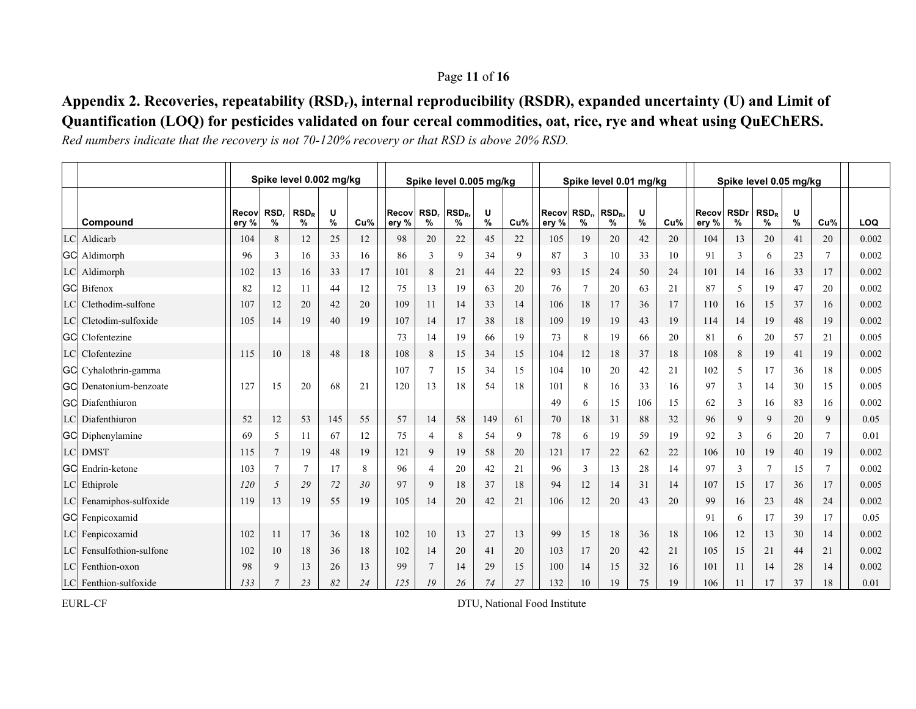## Appendix 2. Recoveries, repeatability ($RSD_r$), internal reproducibility (RSDR), expanded uncertainty (U) and Limit of Quantification (LOQ) for pesticides validated on four cereal commodities, oat, rice, rye and wheat using QuEChERS.

*Red numbers indicate that the recovery is not 70-120% recovery or that RSD is above 20% RSD.*

| | | Spike level 0.002 mg/kg | | | | | Spike level 0.005 mg/kg | | | | | Spike level 0.01 mg/kg | | | | | Spike level 0.05 mg/kg | | | | | |
|---|---|---|---|---|---|---|---|---|---|---|---|---|---|---|---|---|---|---|---|---|---|---|
| | Compound | Recovery % | $RSD_r$ % | $RSD_R$ % | U % | Cu% | Recovery % | $RSD_r$ % | $RSD_R$, % | U % | Cu% | Recovery % | $RSD_r$, % | $RSD_R$, % | U % | Cu% | Recovery % | RSDr % | $RSD_R$ % | U % | Cu% | LOQ |
| LC | Aldicarb | 104 | 8 | 12 | 25 | 12 | 98 | 20 | 22 | 45 | 22 | 105 | 19 | 20 | 42 | 20 | 104 | 13 | 20 | 41 | 20 | 0.002 |
| GC | Aldimorph | 96 | 3 | 16 | 33 | 16 | 86 | 3 | 9 | 34 | 9 | 87 | 3 | 10 | 33 | 10 | 91 | 3 | 6 | 23 | 7 | 0.002 |
| LC | Aldimorph | 102 | 13 | 16 | 33 | 17 | 101 | 8 | 21 | 44 | 22 | 93 | 15 | 24 | 50 | 24 | 101 | 14 | 16 | 33 | 17 | 0.002 |
| GC | Bifenox | 82 | 12 | 11 | 44 | 12 | 75 | 13 | 19 | 63 | 20 | 76 | 7 | 20 | 63 | 21 | 87 | 5 | 19 | 47 | 20 | 0.002 |
| LC | Clethodim-sulfone | 107 | 12 | 20 | 42 | 20 | 109 | 11 | 14 | 33 | 14 | 106 | 18 | 17 | 36 | 17 | 110 | 16 | 15 | 37 | 16 | 0.002 |
| LC | Cletodim-sulfoxide | 105 | 14 | 19 | 40 | 19 | 107 | 14 | 17 | 38 | 18 | 109 | 19 | 19 | 43 | 19 | 114 | 14 | 19 | 48 | 19 | 0.002 |
| GC | Clofentezine | | | | | | 73 | 14 | 19 | 66 | 19 | 73 | 8 | 19 | 66 | 20 | 81 | 6 | 20 | 57 | 21 | 0.005 |
| LC | Clofentezine | 115 | 10 | 18 | 48 | 18 | 108 | 8 | 15 | 34 | 15 | 104 | 12 | 18 | 37 | 18 | 108 | 8 | 19 | 41 | 19 | 0.002 |
| GC | Cyhalothrin-gamma | | | | | | 107 | 7 | 15 | 34 | 15 | 104 | 10 | 20 | 42 | 21 | 102 | 5 | 17 | 36 | 18 | 0.005 |
| GC | Denatonium-benzoate | 127 | 15 | 20 | 68 | 21 | 120 | 13 | 18 | 54 | 18 | 101 | 8 | 16 | 33 | 16 | 97 | 3 | 14 | 30 | 15 | 0.005 |
| GC | Diafenthiuron | | | | | | | | | | | 49 | 6 | 15 | 106 | 15 | 62 | 3 | 16 | 83 | 16 | 0.002 |
| LC | Diafenthiuron | 52 | 12 | 53 | 145 | 55 | 57 | 14 | 58 | 149 | 61 | 70 | 18 | 31 | 88 | 32 | 96 | 9 | 9 | 20 | 9 | 0.05 |
| GC | Diphenylamine | 69 | 5 | 11 | 67 | 12 | 75 | 4 | 8 | 54 | 9 | 78 | 6 | 19 | 59 | 19 | 92 | 3 | 6 | 20 | 7 | 0.01 |
| LC | DMST | 115 | 7 | 19 | 48 | 19 | 121 | 9 | 19 | 58 | 20 | 121 | 17 | 22 | 62 | 22 | 106 | 10 | 19 | 40 | 19 | 0.002 |
| GC | Endrin-ketone | 103 | 7 | 7 | 17 | 8 | 96 | 4 | 20 | 42 | 21 | 96 | 3 | 13 | 28 | 14 | 97 | 3 | 7 | 15 | 7 | 0.002 |
| LC | Ethiprole | *120* | *5* | *29* | *72* | *30* | 97 | 9 | 18 | 37 | 18 | 94 | 12 | 14 | 31 | 14 | 107 | 15 | 17 | 36 | 17 | 0.005 |
| LC | Fenamiphos-sulfoxide | 119 | 13 | 19 | 55 | 19 | 105 | 14 | 20 | 42 | 21 | 106 | 12 | 20 | 43 | 20 | 99 | 16 | 23 | 48 | 24 | 0.002 |
| GC | Fenpicoxamid | | | | | | | | | | | | | | | | 91 | 6 | 17 | 39 | 17 | 0.05 |
| LC | Fenpicoxamid | 102 | 11 | 17 | 36 | 18 | 102 | 10 | 13 | 27 | 13 | 99 | 15 | 18 | 36 | 18 | 106 | 12 | 13 | 30 | 14 | 0.002 |
| LC | Fensulfothion-sulfone | 102 | 10 | 18 | 36 | 18 | 102 | 14 | 20 | 41 | 20 | 103 | 17 | 20 | 42 | 21 | 105 | 15 | 21 | 44 | 21 | 0.002 |
| LC | Fenthion-oxon | 98 | 9 | 13 | 26 | 13 | 99 | 7 | 14 | 29 | 15 | 100 | 14 | 15 | 32 | 16 | 101 | 11 | 14 | 28 | 14 | 0.002 |
| LC | Fenthion-sulfoxide | *133* | *7* | *23* | *82* | *24* | *125* | *19* | *26* | *74* | *27* | 132 | 10 | 19 | 75 | 19 | 106 | 11 | 17 | 37 | 18 | 0.01 |

EURL-CF DTU, National Food Institute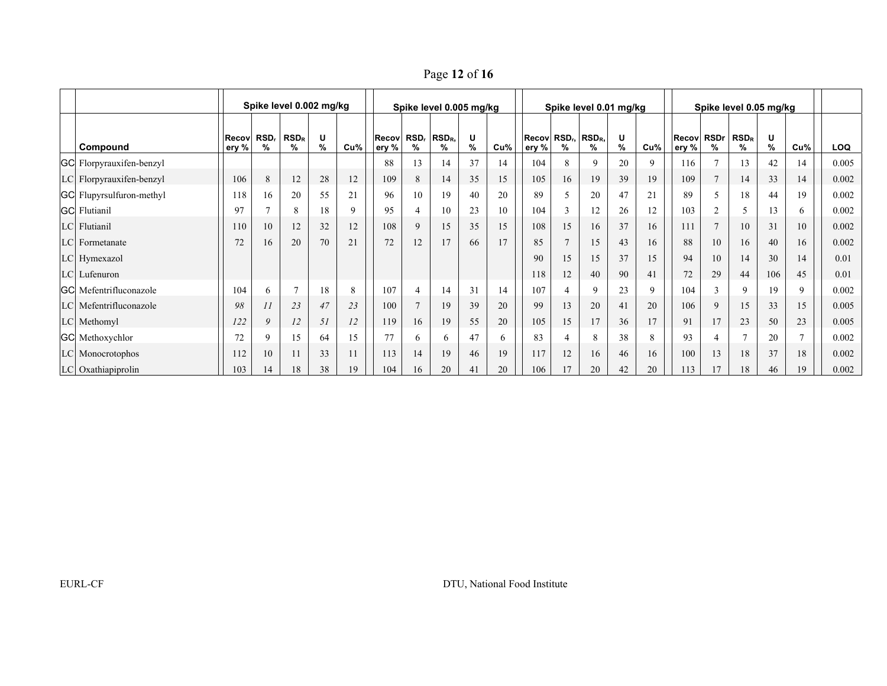| | | Spike level 0.002 mg/kg | | | | | Spike level 0.005 mg/kg | | | | | Spike level 0.01 mg/kg | | | | | Spike level 0.05 mg/kg | | | | | |
|---|---|---|---|---|---|---|---|---|---|---|---|---|---|---|---|---|---|---|---|---|---|---|
| | Compound | Recovery % | $RSD_r$ % | $RSD_R$ % | U % | Cu% | Recovery % | $RSD_r$ % | $RSD_R$, % | U % | Cu% | Recovery % | $RSD_r$, % | $RSD_R$, % | U % | Cu% | Recovery % | RSDr % | $RSD_R$ % | U % | Cu% | LOQ |
| GC | Florpyrauxifen-benzyl | | | | | | 88 | 13 | 14 | 37 | 14 | 104 | 8 | 9 | 20 | 9 | 116 | 7 | 13 | 42 | 14 | 0.005 |
| LC | Florpyrauxifen-benzyl | 106 | 8 | 12 | 28 | 12 | 109 | 8 | 14 | 35 | 15 | 105 | 16 | 19 | 39 | 19 | 109 | 7 | 14 | 33 | 14 | 0.002 |
| GC | Flupyrsulfuron-methyl | 118 | 16 | 20 | 55 | 21 | 96 | 10 | 19 | 40 | 20 | 89 | 5 | 20 | 47 | 21 | 89 | 5 | 18 | 44 | 19 | 0.002 |
| GC | Flutianil | 97 | 7 | 8 | 18 | 9 | 95 | 4 | 10 | 23 | 10 | 104 | 3 | 12 | 26 | 12 | 103 | 2 | 5 | 13 | 6 | 0.002 |
| LC | Flutianil | 110 | 10 | 12 | 32 | 12 | 108 | 9 | 15 | 35 | 15 | 108 | 15 | 16 | 37 | 16 | 111 | 7 | 10 | 31 | 10 | 0.002 |
| LC | Formetanate | 72 | 16 | 20 | 70 | 21 | 72 | 12 | 17 | 66 | 17 | 85 | 7 | 15 | 43 | 16 | 88 | 10 | 16 | 40 | 16 | 0.002 |
| LC | Hymexazol | | | | | | | | | | | 90 | 15 | 15 | 37 | 15 | 94 | 10 | 14 | 30 | 14 | 0.01 |
| LC | Lufenuron | | | | | | | | | | | 118 | 12 | 40 | 90 | 41 | 72 | 29 | 44 | 106 | 45 | 0.01 |
| GC | Mefentrifluconazole | 104 | 6 | 7 | 18 | 8 | 107 | 4 | 14 | 31 | 14 | 107 | 4 | 9 | 23 | 9 | 104 | 3 | 9 | 19 | 9 | 0.002 |
| LC | Mefentrifluconazole | *98* | *11* | *23* | *47* | *23* | 100 | 7 | 19 | 39 | 20 | 99 | 13 | 20 | 41 | 20 | 106 | 9 | 15 | 33 | 15 | 0.005 |
| LC | Methomyl | *122* | *9* | *12* | *51* | *12* | 119 | 16 | 19 | 55 | 20 | 105 | 15 | 17 | 36 | 17 | 91 | 17 | 23 | 50 | 23 | 0.005 |
| GC | Methoxychlor | 72 | 9 | 15 | 64 | 15 | 77 | 6 | 6 | 47 | 6 | 83 | 4 | 8 | 38 | 8 | 93 | 4 | 7 | 20 | 7 | 0.002 |
| LC | Monocrotophos | 112 | 10 | 11 | 33 | 11 | 113 | 14 | 19 | 46 | 19 | 117 | 12 | 16 | 46 | 16 | 100 | 13 | 18 | 37 | 18 | 0.002 |
| LC | Oxathiapiprolin | 103 | 14 | 18 | 38 | 19 | 104 | 16 | 20 | 41 | 20 | 106 | 17 | 20 | 42 | 20 | 113 | 17 | 18 | 46 | 19 | 0.002 |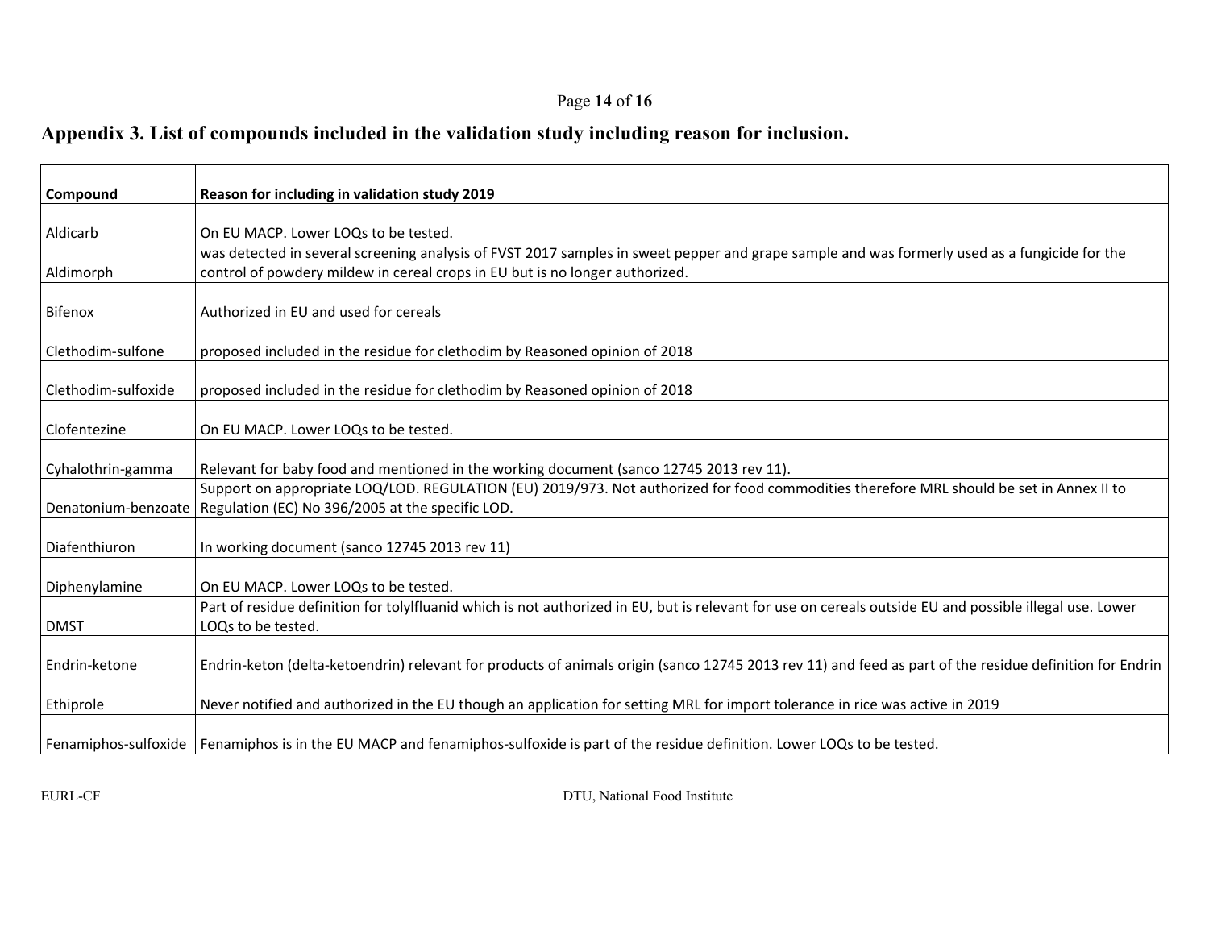## Appendix 3. List of compounds included in the validation study including reason for inclusion.

| Compound | Reason for including in validation study 2019 |
|---|---|
| Aldicarb | On EU MACP. Lower LOQs to be tested. |
| Aldimorph | was detected in several screening analysis of FVST 2017 samples in sweet pepper and grape sample and was formerly used as a fungicide for the control of powdery mildew in cereal crops in EU but is no longer authorized. |
| Bifenox | Authorized in EU and used for cereals |
| Clethodim-sulfone | proposed included in the residue for clethodim by Reasoned opinion of 2018 |
| Clethodim-sulfoxide | proposed included in the residue for clethodim by Reasoned opinion of 2018 |
| Clofentezine | On EU MACP. Lower LOQs to be tested. |
| Cyhalothrin-gamma | Relevant for baby food and mentioned in the working document (sanco 12745 2013 rev 11). |
| Denatonium-benzoate | Support on appropriate LOQ/LOD. REGULATION (EU) 2019/973. Not authorized for food commodities therefore MRL should be set in Annex II to Regulation (EC) No 396/2005 at the specific LOD. |
| Diafenthiuron | In working document (sanco 12745 2013 rev 11) |
| Diphenylamine | On EU MACP. Lower LOQs to be tested. |
| DMST | Part of residue definition for tolylfluanid which is not authorized in EU, but is relevant for use on cereals outside EU and possible illegal use. Lower LOQs to be tested. |
| Endrin-ketone | Endrin-keton (delta-ketoendrin) relevant for products of animals origin (sanco 12745 2013 rev 11) and feed as part of the residue definition for Endrin |
| Ethiprole | Never notified and authorized in the EU though an application for setting MRL for import tolerance in rice was active in 2019 |
| Fenamiphos-sulfoxide | Fenamiphos is in the EU MACP and fenamiphos-sulfoxide is part of the residue definition. Lower LOQs to be tested. |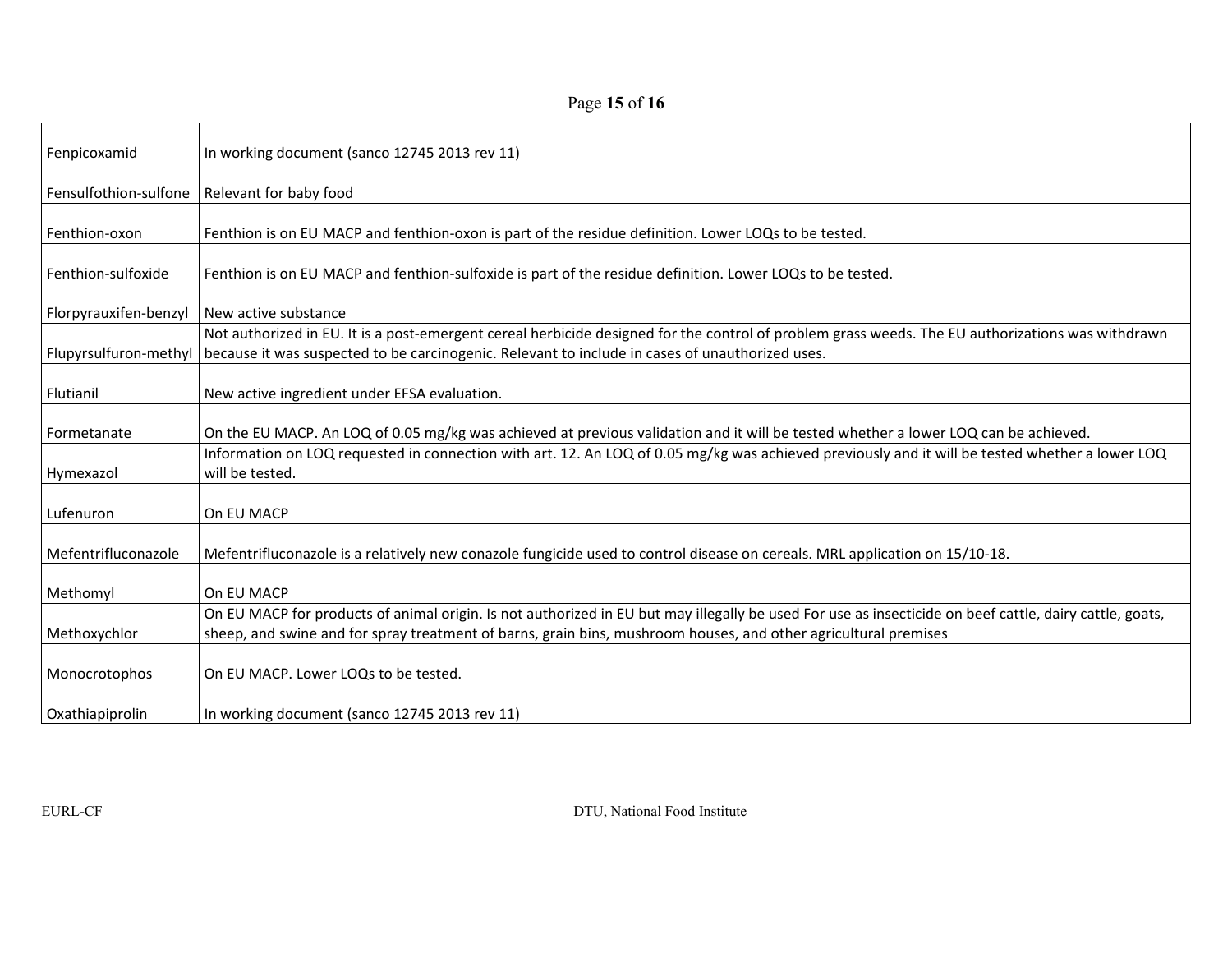| | |
|---|---|
| Fenpicoxamid | In working document (sanco 12745 2013 rev 11) |
| Fensulfothion-sulfone | Relevant for baby food |
| Fenthion-oxon | Fenthion is on EU MACP and fenthion-oxon is part of the residue definition. Lower LOQs to be tested. |
| Fenthion-sulfoxide | Fenthion is on EU MACP and fenthion-sulfoxide is part of the residue definition. Lower LOQs to be tested. |
| Florpyrauxifen-benzyl | New active substance |
| Flupyrsulfuron-methyl | Not authorized in EU. It is a post-emergent cereal herbicide designed for the control of problem grass weeds. The EU authorizations was withdrawn because it was suspected to be carcinogenic. Relevant to include in cases of unauthorized uses. |
| Flutianil | New active ingredient under EFSA evaluation. |
| Formetanate | On the EU MACP. An LOQ of 0.05 mg/kg was achieved at previous validation and it will be tested whether a lower LOQ can be achieved. |
| Hymexazol | Information on LOQ requested in connection with art. 12. An LOQ of 0.05 mg/kg was achieved previously and it will be tested whether a lower LOQ will be tested. |
| Lufenuron | On EU MACP |
| Mefentrifluconazole | Mefentrifluconazole is a relatively new conazole fungicide used to control disease on cereals. MRL application on 15/10-18. |
| Methomyl | On EU MACP |
| Methoxychlor | On EU MACP for products of animal origin. Is not authorized in EU but may illegally be used For use as insecticide on beef cattle, dairy cattle, goats, sheep, and swine and for spray treatment of barns, grain bins, mushroom houses, and other agricultural premises |
| Monocrotophos | On EU MACP. Lower LOQs to be tested. |
| Oxathiapiprolin | In working document (sanco 12745 2013 rev 11) |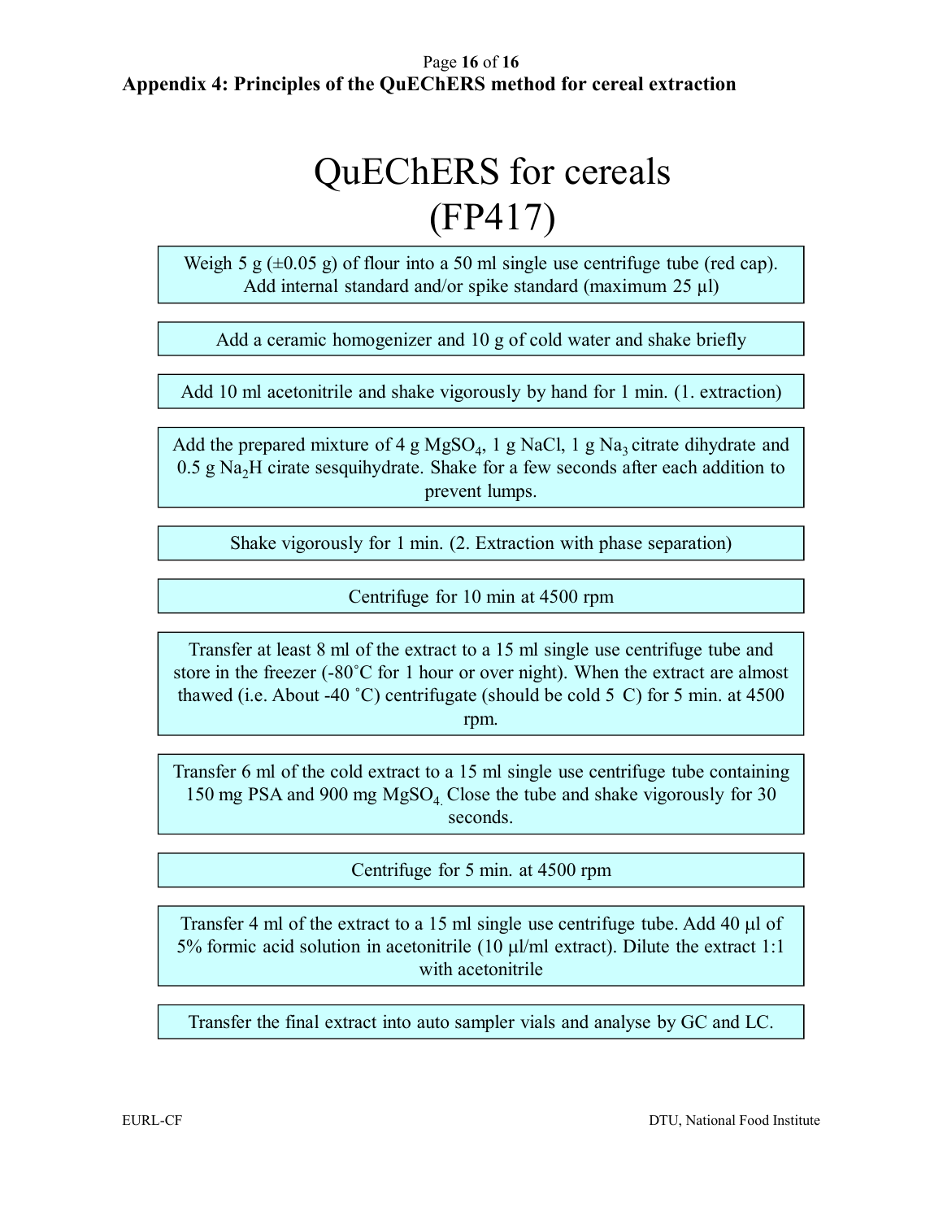**Appendix 4: Principles of the QuEChERS method for cereal extraction**

# QuEChERS for cereals (FP417)

Weigh 5 g (±0.05 g) of flour into a 50 ml single use centrifuge tube (red cap). Add internal standard and/or spike standard (maximum 25 µl)

Add a ceramic homogenizer and 10 g of cold water and shake briefly

Add 10 ml acetonitrile and shake vigorously by hand for 1 min. (1. extraction)

Add the prepared mixture of 4 g $MgSO_4$, 1 g NaCl, 1 g $Na_3$ citrate dihydrate and 0.5 g $Na_2H$ cirate sesquihydrate. Shake for a few seconds after each addition to prevent lumps.

Shake vigorously for 1 min. (2. Extraction with phase separation)

Centrifuge for 10 min at 4500 rpm

Transfer at least 8 ml of the extract to a 15 ml single use centrifuge tube and store in the freezer (-80˚C for 1 hour or over night). When the extract are almost thawed (i.e. About -40 ˚C) centrifugate (should be cold 5 C) for 5 min. at 4500 rpm.

Transfer 6 ml of the cold extract to a 15 ml single use centrifuge tube containing 150 mg PSA and 900 mg $MgSO_4$. Close the tube and shake vigorously for 30 seconds.

Centrifuge for 5 min. at 4500 rpm

Transfer 4 ml of the extract to a 15 ml single use centrifuge tube. Add 40 µl of 5% formic acid solution in acetonitrile (10 µl/ml extract). Dilute the extract 1:1 with acetonitrile

Transfer the final extract into auto sampler vials and analyse by GC and LC.